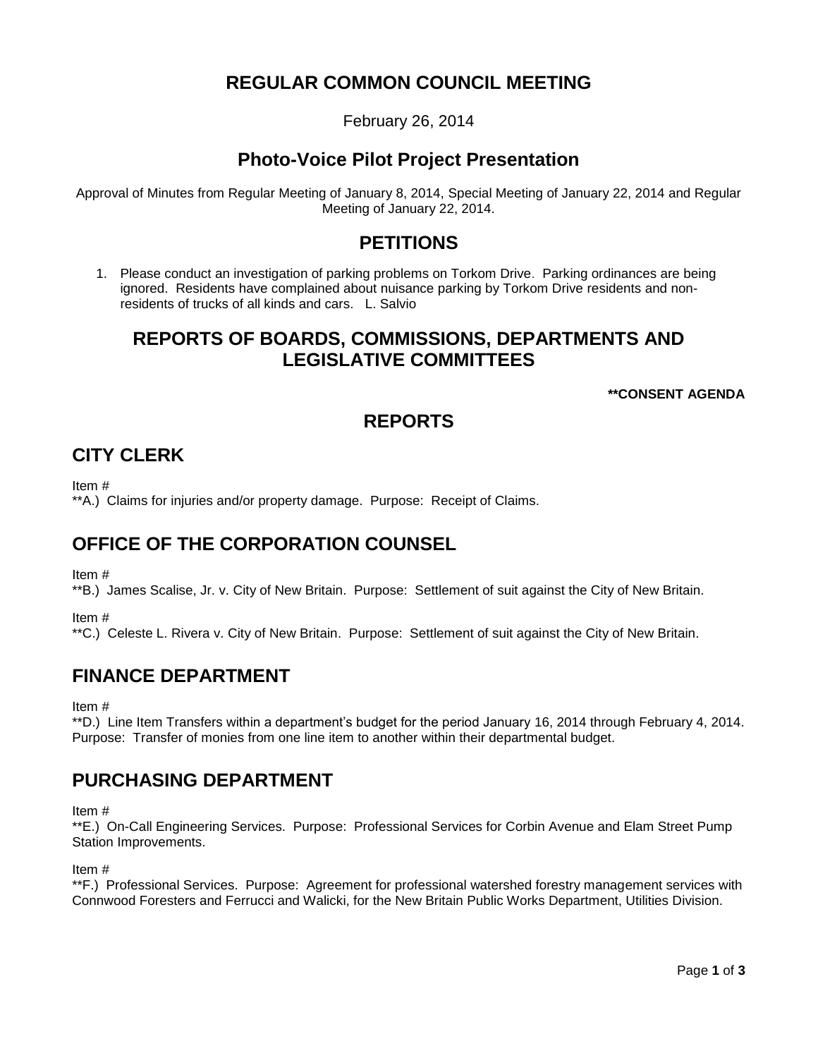# REGULAR COMMON COUNCIL MEETING

February 26, 2014

## Photo-Voice Pilot Project Presentation

Approval of Minutes from Regular Meeting of January 8, 2014, Special Meeting of January 22, 2014 and Regular Meeting of January 22, 2014.

## PETITIONS

1. Please conduct an investigation of parking problems on Torkom Drive. Parking ordinances are being ignored. Residents have complained about nuisance parking by Torkom Drive residents and non-residents of trucks of all kinds and cars. L. Salvio

## REPORTS OF BOARDS, COMMISSIONS, DEPARTMENTS AND LEGISLATIVE COMMITTEES

**\*\*CONSENT AGENDA**

## REPORTS

## CITY CLERK

Item #
**A.) Claims for injuries and/or property damage. Purpose: Receipt of Claims.

## OFFICE OF THE CORPORATION COUNSEL

Item #
**B.) James Scalise, Jr. v. City of New Britain. Purpose: Settlement of suit against the City of New Britain.

Item #
**C.) Celeste L. Rivera v. City of New Britain. Purpose: Settlement of suit against the City of New Britain.

## FINANCE DEPARTMENT

Item #
**D.) Line Item Transfers within a department's budget for the period January 16, 2014 through February 4, 2014. Purpose: Transfer of monies from one line item to another within their departmental budget.

## PURCHASING DEPARTMENT

Item #
**E.) On-Call Engineering Services. Purpose: Professional Services for Corbin Avenue and Elam Street Pump Station Improvements.

Item #
**F.) Professional Services. Purpose: Agreement for professional watershed forestry management services with Connwood Foresters and Ferrucci and Walicki, for the New Britain Public Works Department, Utilities Division.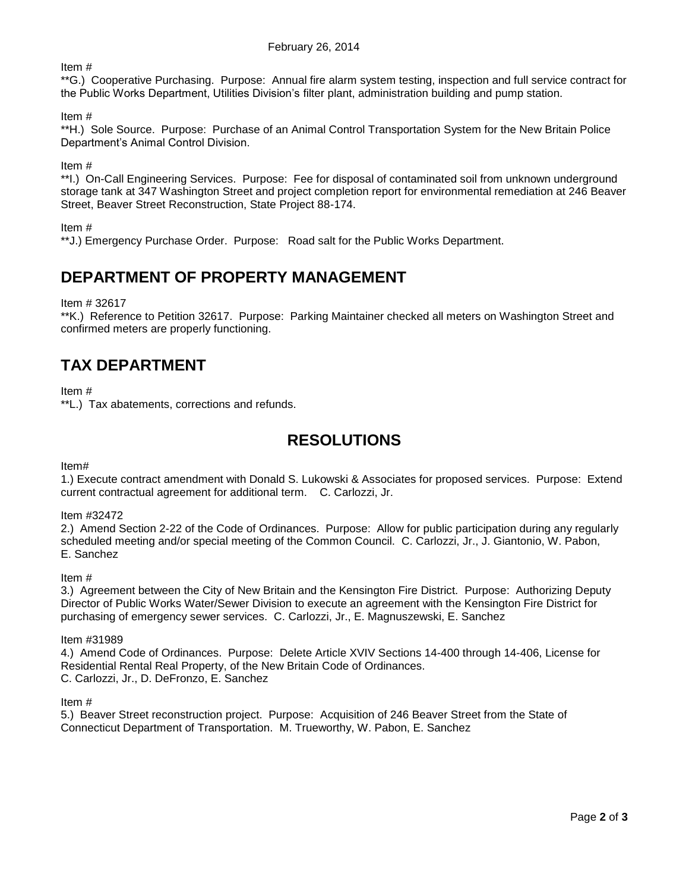Item #

**G.) Cooperative Purchasing. Purpose: Annual fire alarm system testing, inspection and full service contract for the Public Works Department, Utilities Division's filter plant, administration building and pump station.

Item #

**H.) Sole Source. Purpose: Purchase of an Animal Control Transportation System for the New Britain Police Department's Animal Control Division.

Item #

**I.) On-Call Engineering Services. Purpose: Fee for disposal of contaminated soil from unknown underground storage tank at 347 Washington Street and project completion report for environmental remediation at 246 Beaver Street, Beaver Street Reconstruction, State Project 88-174.

Item #

**J.) Emergency Purchase Order. Purpose: Road salt for the Public Works Department.

## DEPARTMENT OF PROPERTY MANAGEMENT

Item # 32617

**K.) Reference to Petition 32617. Purpose: Parking Maintainer checked all meters on Washington Street and confirmed meters are properly functioning.

## TAX DEPARTMENT

Item #

**L.) Tax abatements, corrections and refunds.

## RESOLUTIONS

Item#

1.) Execute contract amendment with Donald S. Lukowski & Associates for proposed services. Purpose: Extend current contractual agreement for additional term. C. Carlozzi, Jr.

Item #32472

2.) Amend Section 2-22 of the Code of Ordinances. Purpose: Allow for public participation during any regularly scheduled meeting and/or special meeting of the Common Council. C. Carlozzi, Jr., J. Giantonio, W. Pabon, E. Sanchez

Item #

3.) Agreement between the City of New Britain and the Kensington Fire District. Purpose: Authorizing Deputy Director of Public Works Water/Sewer Division to execute an agreement with the Kensington Fire District for purchasing of emergency sewer services. C. Carlozzi, Jr., E. Magnuszewski, E. Sanchez

Item #31989

4.) Amend Code of Ordinances. Purpose: Delete Article XVIV Sections 14-400 through 14-406, License for Residential Rental Real Property, of the New Britain Code of Ordinances.
C. Carlozzi, Jr., D. DeFronzo, E. Sanchez

Item #

5.) Beaver Street reconstruction project. Purpose: Acquisition of 246 Beaver Street from the State of Connecticut Department of Transportation. M. Trueworthy, W. Pabon, E. Sanchez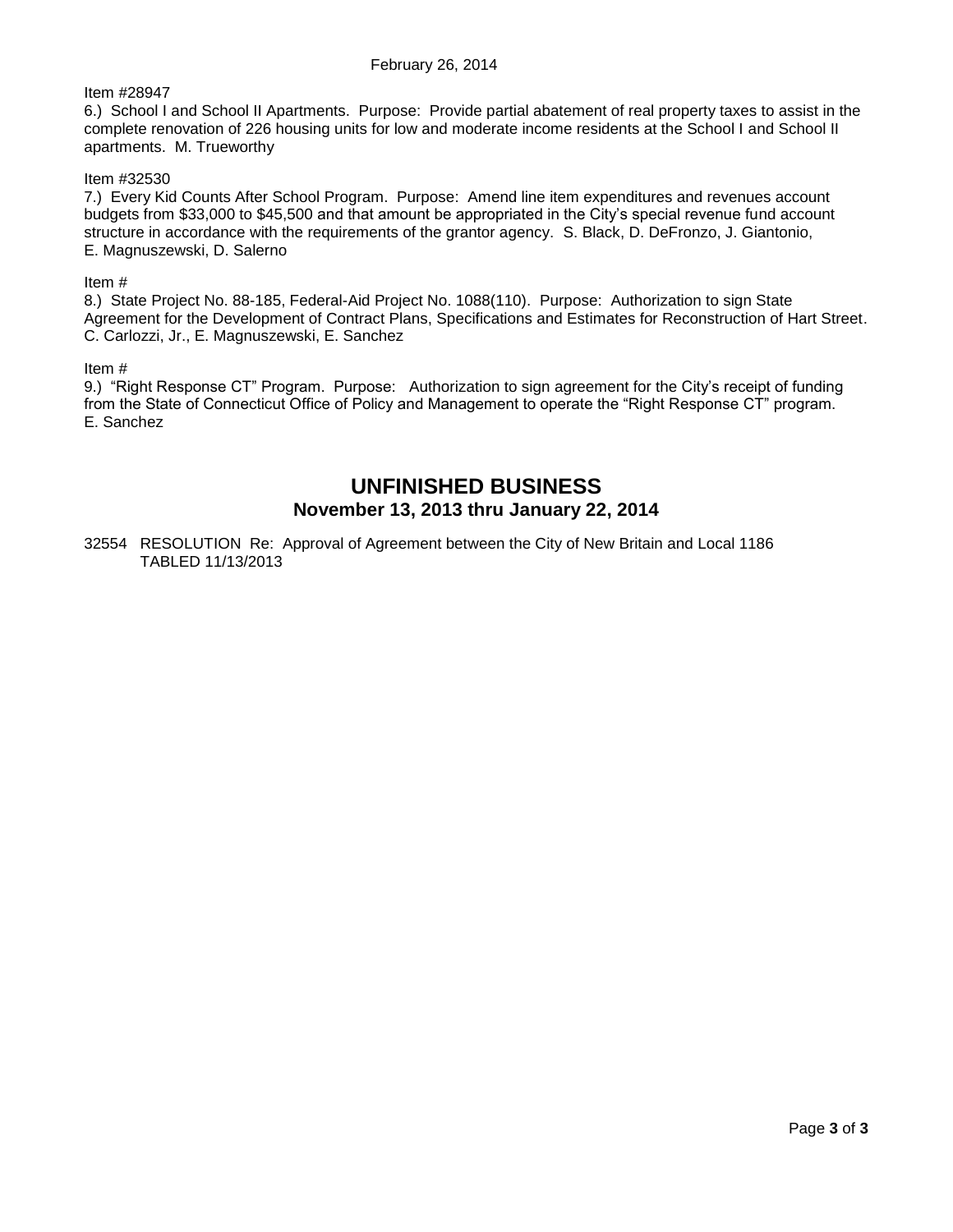February 26, 2014

Item #28947

6.) School I and School II Apartments. Purpose: Provide partial abatement of real property taxes to assist in the complete renovation of 226 housing units for low and moderate income residents at the School I and School II apartments. M. Trueworthy

Item #32530

7.) Every Kid Counts After School Program. Purpose: Amend line item expenditures and revenues account budgets from $33,000 to $45,500 and that amount be appropriated in the City's special revenue fund account structure in accordance with the requirements of the grantor agency. S. Black, D. DeFronzo, J. Giantonio, E. Magnuszewski, D. Salerno

Item #

8.) State Project No. 88-185, Federal-Aid Project No. 1088(110). Purpose: Authorization to sign State Agreement for the Development of Contract Plans, Specifications and Estimates for Reconstruction of Hart Street. C. Carlozzi, Jr., E. Magnuszewski, E. Sanchez

Item #

9.) "Right Response CT" Program. Purpose: Authorization to sign agreement for the City's receipt of funding from the State of Connecticut Office of Policy and Management to operate the "Right Response CT" program. E. Sanchez

## UNFINISHED BUSINESS
### November 13, 2013 thru January 22, 2014

32554 RESOLUTION Re: Approval of Agreement between the City of New Britain and Local 1186
TABLED 11/13/2013